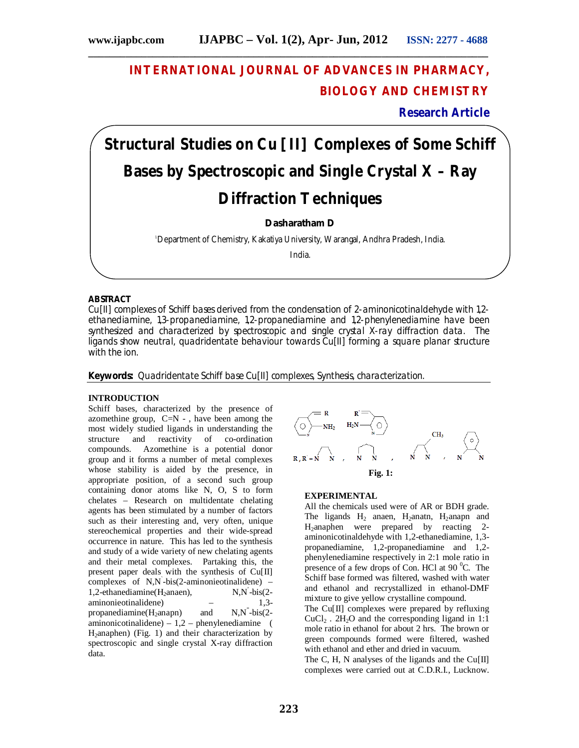# INTERNATIONAL JOURNAL OF ADVANCES IN PHARMACY, BIOLOGY AND CHEMISTRY

**Research Article**

# Structural Studies on Cu [II] Complexes of Some Schiff Bases by Spectroscopic and Single Crystal X – Ray Diffraction Techniques

**Dasharatham D**

[1]Department of Chemistry, Kakatiya University, Warangal, Andhra Pradesh, India.
India.

## ABSTRACT

Cu[II] complexes of Schiff bases derived from the condensation of 2-aminonicotinaldehyde with 1,2-ethanediamine, 1,3-propanediamine, 1,2-propanediamine and 1,2-phenylenediamine have been synthesized and characterized by spectroscopic and single crystal X-ray diffraction data. The ligands show neutral, quadridentate behaviour towards Cu[II] forming a square planar structure with the ion.

**Keywords:** Quadridentate Schiff base Cu[II] complexes, Synthesis, characterization.

## INTRODUCTION

Schiff bases, characterized by the presence of azomethine group, C=N - , have been among the most widely studied ligands in understanding the structure and reactivity of co-ordination compounds. Azomethine is a potential donor group and it forms a number of metal complexes whose stability is aided by the presence, in appropriate position, of a second such group containing donor atoms like N, O, S to form chelates – Research on multidentate chelating agents has been stimulated by a number of factors such as their interesting and, very often, unique stereochemical properties and their wide-spread occurrence in nature. This has led to the synthesis and study of a wide variety of new chelating agents and their metal complexes. Partaking this, the present paper deals with the synthesis of Cu[II] complexes of N,N'-bis(2-aminonieotinalidene) – 1,2-ethanediamine($H_2$anaen), N,N'-bis(2-aminonieotinalidene) – 1,3-propanediamine($H_2$anapn) and N,N''-bis(2-aminonicotinalidene) – 1,2 – phenylenediamine ( $H_2$anaphen) (Fig. 1) and their characterization by spectroscopic and single crystal X-ray diffraction data.

R, R' = N N , N N , N N (CH$_3$) , N N (phenylene)

Fig. 1:

## EXPERIMENTAL

All the chemicals used were of AR or BDH grade. The ligands $H_2$ anaen, $H_2$anatn, $H_2$anapn and $H_2$anaphen were prepared by reacting 2-aminonicotinaldehyde with 1,2-ethanediamine, 1,3-propanediamine, 1,2-propanediamine and 1,2-phenylenediamine respectively in 2:1 mole ratio in presence of a few drops of Con. HCl at 90 $^0$C. The Schiff base formed was filtered, washed with water and ethanol and recrystallized in ethanol-DMF mixture to give yellow crystalline compound.

The Cu[II] complexes were prepared by refluxing $CuCl_2$ . $2H_2O$ and the corresponding ligand in 1:1 mole ratio in ethanol for about 2 hrs. The brown or green compounds formed were filtered, washed with ethanol and ether and dried in vacuum.

The C, H, N analyses of the ligands and the Cu[II] complexes were carried out at C.D.R.I., Lucknow.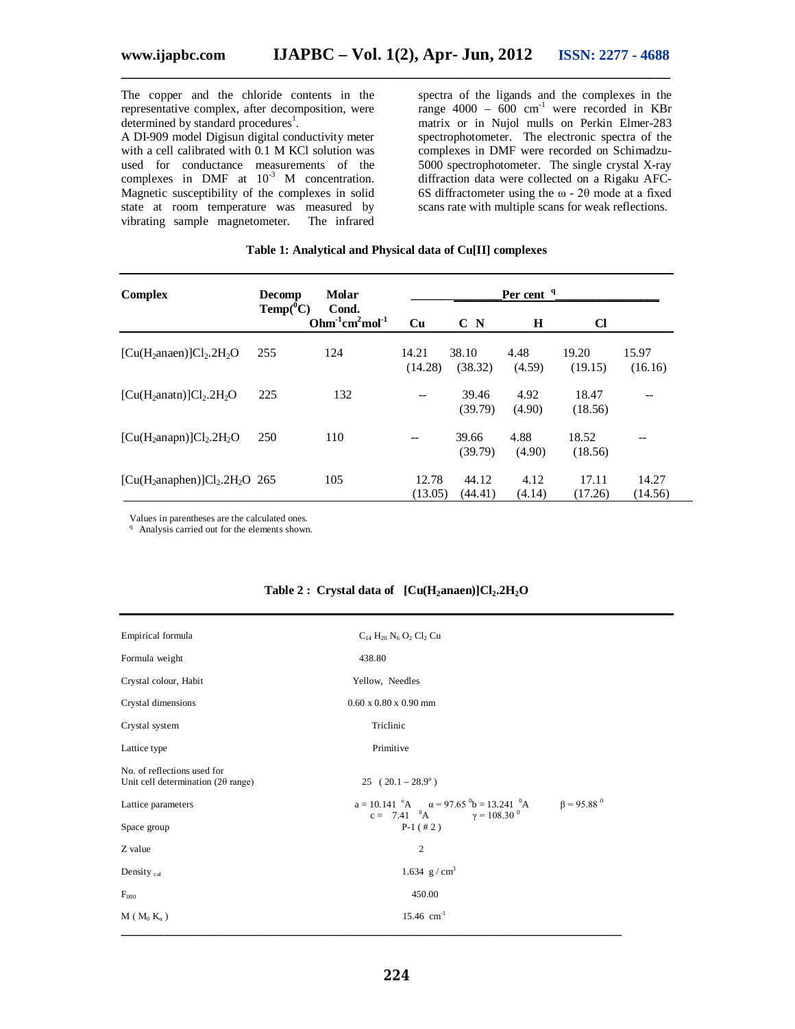The copper and the chloride contents in the representative complex, after decomposition, were determined by standard procedures[1].

A DI-909 model Digisun digital conductivity meter with a cell calibrated with 0.1 M KCl solution was used for conductance measurements of the complexes in DMF at $10^{-3}$ M concentration. Magnetic susceptibility of the complexes in solid state at room temperature was measured by vibrating sample magnetometer. The infrared spectra of the ligands and the complexes in the range 4000 – 600 $cm^{-1}$ were recorded in KBr matrix or in Nujol mulls on Perkin Elmer-283 spectrophotometer. The electronic spectra of the complexes in DMF were recorded on Schimadzu-5000 spectrophotometer. The single crystal X-ray diffraction data were collected on a Rigaku AFC-6S diffractometer using the ω - 2θ mode at a fixed scans rate with multiple scans for weak reflections.

**Table 1: Analytical and Physical data of Cu[II] complexes**

| Complex | Decomp Temp(°C) | Molar Cond. $Ohm^{-1}cm^{2}mol^{-1}$ | Per cent [q] | | | | |
|---|---|---|---|---|---|---|---|
| | | | Cu | C N | H | Cl | |
| $[Cu(H_2anaen)]Cl_2.2H_2O$ | 255 | 124 | 14.21 (14.28) | 38.10 (38.32) | 4.48 (4.59) | 19.20 (19.15) | 15.97 (16.16) |
| $[Cu(H_2anatn)]Cl_2.2H_2O$ | 225 | 132 | -- | 39.46 (39.79) | 4.92 (4.90) | 18.47 (18.56) | -- |
| $[Cu(H_2anapn)]Cl_2.2H_2O$ | 250 | 110 | -- | 39.66 (39.79) | 4.88 (4.90) | 18.52 (18.56) | -- |
| $[Cu(H_2anaphen)]Cl_2.2H_2O$ | 265 | 105 | 12.78 (13.05) | 44.12 (44.41) | 4.12 (4.14) | 17.11 (17.26) | 14.27 (14.56) |

Values in parentheses are the calculated ones.
[q] Analysis carried out for the elements shown.

**Table 2 : Crystal data of $[Cu(H_2anaen)]Cl_2.2H_2O$**

| | |
|---|---|
| Empirical formula | $C_{14}H_{20}N_6O_2Cl_2Cu$ |
| Formula weight | 438.80 |
| Crystal colour, Habit | Yellow, Needles |
| Crystal dimensions | 0.60 x 0.80 x 0.90 mm |
| Crystal system | Triclinic |
| Lattice type | Primitive |
| No. of reflections used for Unit cell determination (2θ range) | 25 ( 20.1 – 28.9° ) |
| Lattice parameters | a = 10.141 °A α = 97.65 ° b = 13.241 °A β = 95.88 ° c = 7.41 °A γ = 108.30 ° |
| Space group | P-1 ( # 2 ) |
| Z value | 2 |
| Density $_{cal}$ | 1.634 g / $cm^3$ |
| $F_{000}$ | 450.00 |
| M ( $M_0 K_\alpha$ ) | 15.46 $cm^{-1}$ |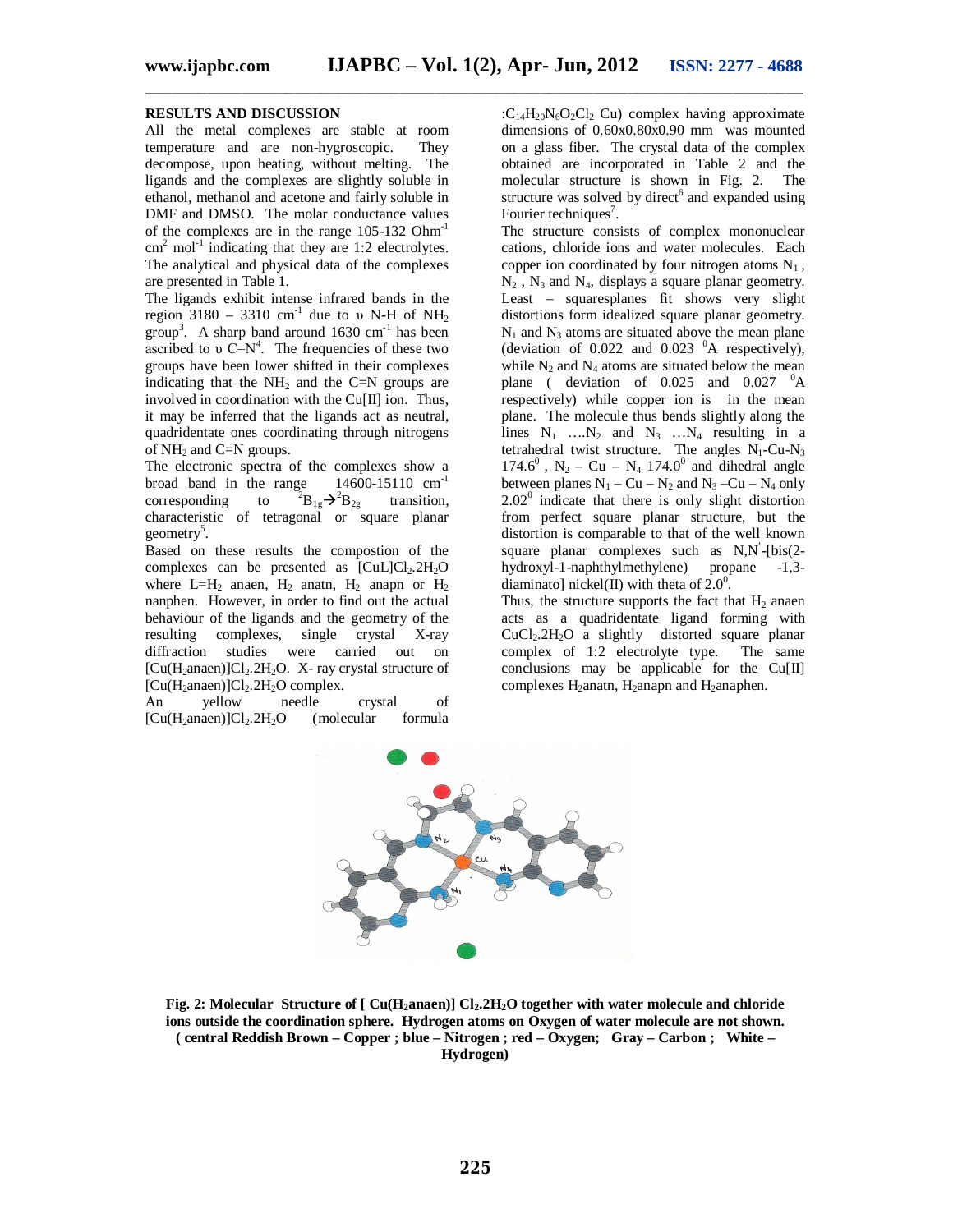## RESULTS AND DISCUSSION

All the metal complexes are stable at room temperature and are non-hygroscopic. They decompose, upon heating, without melting. The ligands and the complexes are slightly soluble in ethanol, methanol and acetone and fairly soluble in DMF and DMSO. The molar conductance values of the complexes are in the range 105-132 $Ohm^{-1}$ $cm^2$ $mol^{-1}$ indicating that they are 1:2 electrolytes. The analytical and physical data of the complexes are presented in Table 1.

The ligands exhibit intense infrared bands in the region 3180 – 3310 $cm^{-1}$ due to υ N-H of $NH_2$ group[3]. A sharp band around 1630 $cm^{-1}$ has been ascribed to υ C=N[4]. The frequencies of these two groups have been lower shifted in their complexes indicating that the $NH_2$ and the C=N groups are involved in coordination with the Cu[II] ion. Thus, it may be inferred that the ligands act as neutral, quadridentate ones coordinating through nitrogens of $NH_2$ and C=N groups.

The electronic spectra of the complexes show a broad band in the range 14600-15110 $cm^{-1}$ corresponding to $^2B_{1g} \rightarrow ^2B_{2g}$ transition, characteristic of tetragonal or square planar geometry[5].

Based on these results the compostion of the complexes can be presented as $[CuL]Cl_2.2H_2O$ where L=$H_2$ anaen, $H_2$ anatn, $H_2$ anapn or $H_2$ nanphen. However, in order to find out the actual behaviour of the ligands and the geometry of the resulting complexes, single crystal X-ray diffraction studies were carried out on $[Cu(H_2anaen)]Cl_2.2H_2O$. X- ray crystal structure of $[Cu(H_2anaen)]Cl_2.2H_2O$ complex.

An yellow needle crystal of $[Cu(H_2anaen)]Cl_2.2H_2O$ (molecular formula :$C_{14}H_{20}N_6O_2Cl_2$ Cu) complex having approximate dimensions of 0.60x0.80x0.90 mm was mounted on a glass fiber. The crystal data of the complex obtained are incorporated in Table 2 and the molecular structure is shown in Fig. 2. The structure was solved by direct[6] and expanded using Fourier techniques[7].

The structure consists of complex mononuclear cations, chloride ions and water molecules. Each copper ion coordinated by four nitrogen atoms $N_1$, $N_2$, $N_3$ and $N_4$, displays a square planar geometry. Least – squaresplanes fit shows very slight distortions form idealized square planar geometry. $N_1$ and $N_3$ atoms are situated above the mean plane (deviation of 0.022 and 0.023 $^0$A respectively), while $N_2$ and $N_4$ atoms are situated below the mean plane ( deviation of 0.025 and 0.027 $^0$A respectively) while copper ion is in the mean plane. The molecule thus bends slightly along the lines $N_1$ ….$N_2$ and $N_3$ …$N_4$ resulting in a tetrahedral twist structure. The angles $N_1$-Cu-$N_3$ $174.6^0$, $N_2$ – Cu – $N_4$ $174.0^0$ and dihedral angle between planes $N_1$ – Cu – $N_2$ and $N_3$ –Cu – $N_4$ only $2.02^0$ indicate that there is only slight distortion from perfect square planar structure, but the distortion is comparable to that of the well known square planar complexes such as N,N'-[bis(2-hydroxyl-1-naphthylmethylene) propane -1,3-diaminato] nickel(II) with theta of $2.0^0$.

Thus, the structure supports the fact that $H_2$ anaen acts as a quadridentate ligand forming with $CuCl_2.2H_2O$ a slightly distorted square planar complex of 1:2 electrolyte type. The same conclusions may be applicable for the Cu[II] complexes $H_2$anatn, $H_2$anapn and $H_2$anaphen.

**Fig. 2: Molecular Structure of [ $Cu(H_2anaen)$] $Cl_2.2H_2O$ together with water molecule and chloride ions outside the coordination sphere. Hydrogen atoms on Oxygen of water molecule are not shown. ( central Reddish Brown – Copper ; blue – Nitrogen ; red – Oxygen; Gray – Carbon ; White – Hydrogen)**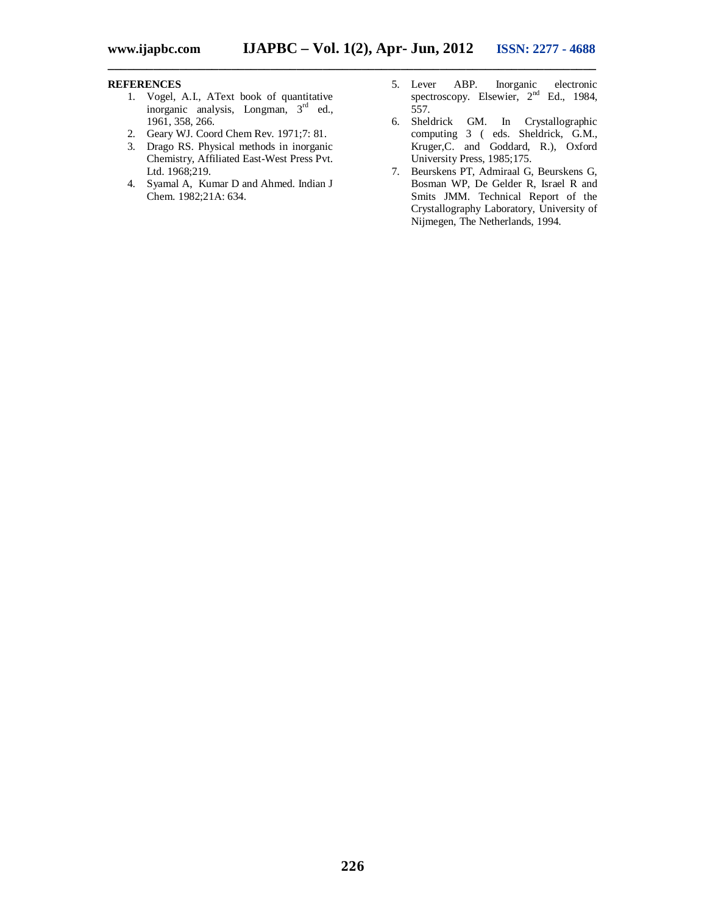## REFERENCES

1. Vogel, A.I., AText book of quantitative inorganic analysis, Longman, 3rd ed., 1961, 358, 266.
2. Geary WJ. Coord Chem Rev. 1971;7: 81.
3. Drago RS. Physical methods in inorganic Chemistry, Affiliated East-West Press Pvt. Ltd. 1968;219.
4. Syamal A, Kumar D and Ahmed. Indian J Chem. 1982;21A: 634.
5. Lever ABP. Inorganic electronic spectroscopy. Elsewier, 2nd Ed., 1984, 557.
6. Sheldrick GM. In Crystallographic computing 3 ( eds. Sheldrick, G.M., Kruger,C. and Goddard, R.), Oxford University Press, 1985;175.
7. Beurskens PT, Admiraal G, Beurskens G, Bosman WP, De Gelder R, Israel R and Smits JMM. Technical Report of the Crystallography Laboratory, University of Nijmegen, The Netherlands, 1994.